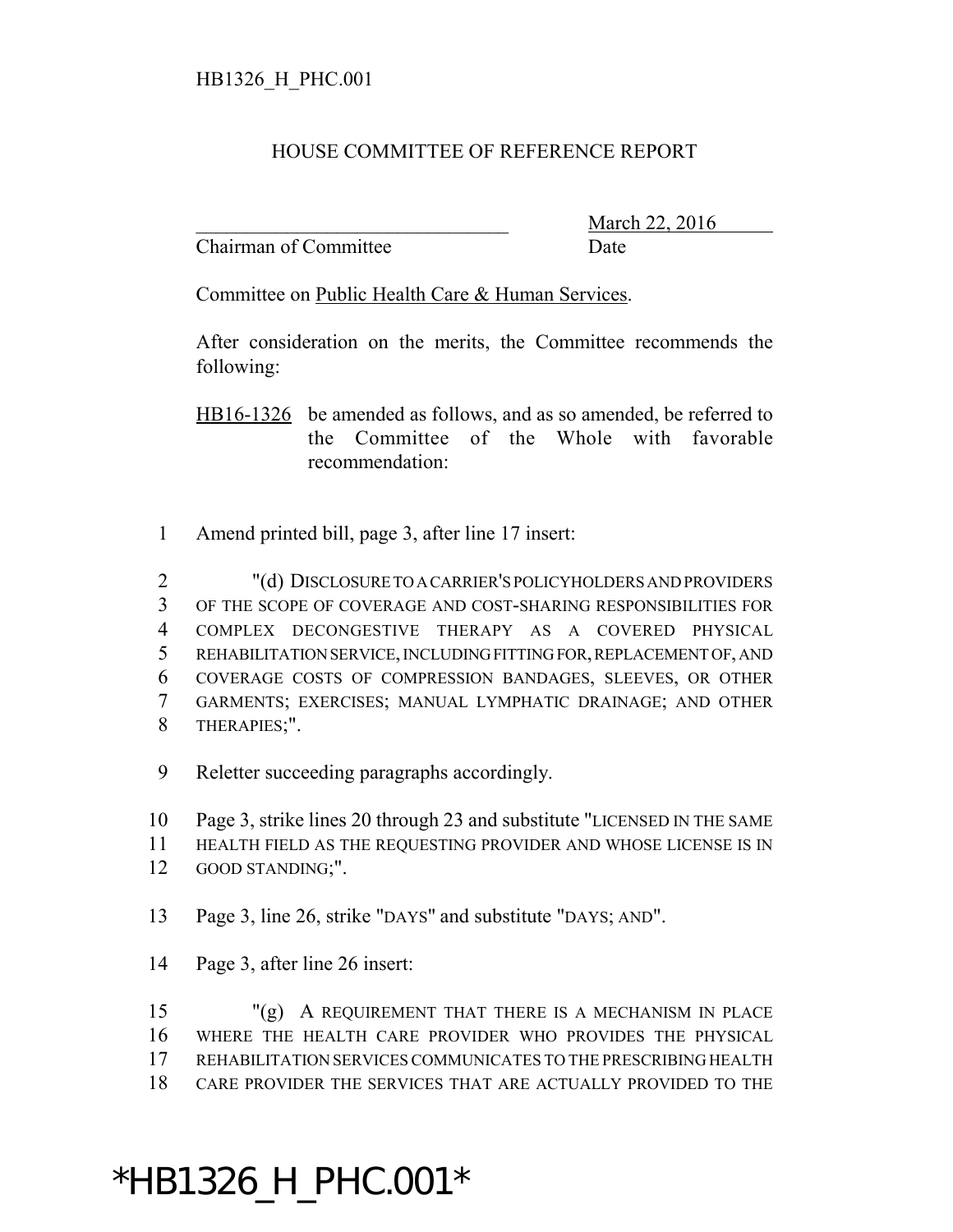HB1326_H_PHC.001

HOUSE COMMITTEE OF REFERENCE REPORT

_______________________________ March 22, 2016
Chairman of Committee Date

Committee on Public Health Care & Human Services.

After consideration on the merits, the Committee recommends the following:

HB16-1326 be amended as follows, and as so amended, be referred to the Committee of the Whole with favorable recommendation:

1 Amend printed bill, page 3, after line 17 insert:

2 "(d) DISCLOSURE TO A CARRIER'S POLICYHOLDERS AND PROVIDERS
3 OF THE SCOPE OF COVERAGE AND COST-SHARING RESPONSIBILITIES FOR
4 COMPLEX DECONGESTIVE THERAPY AS A COVERED PHYSICAL
5 REHABILITATION SERVICE, INCLUDING FITTING FOR, REPLACEMENT OF, AND
6 COVERAGE COSTS OF COMPRESSION BANDAGES, SLEEVES, OR OTHER
7 GARMENTS; EXERCISES; MANUAL LYMPHATIC DRAINAGE; AND OTHER
8 THERAPIES;".

9 Reletter succeeding paragraphs accordingly.

10 Page 3, strike lines 20 through 23 and substitute "LICENSED IN THE SAME
11 HEALTH FIELD AS THE REQUESTING PROVIDER AND WHOSE LICENSE IS IN
12 GOOD STANDING;".

13 Page 3, line 26, strike "DAYS" and substitute "DAYS; AND".

14 Page 3, after line 26 insert:

15 "(g) A REQUIREMENT THAT THERE IS A MECHANISM IN PLACE
16 WHERE THE HEALTH CARE PROVIDER WHO PROVIDES THE PHYSICAL
17 REHABILITATION SERVICES COMMUNICATES TO THE PRESCRIBING HEALTH
18 CARE PROVIDER THE SERVICES THAT ARE ACTUALLY PROVIDED TO THE

*HB1326_H_PHC.001*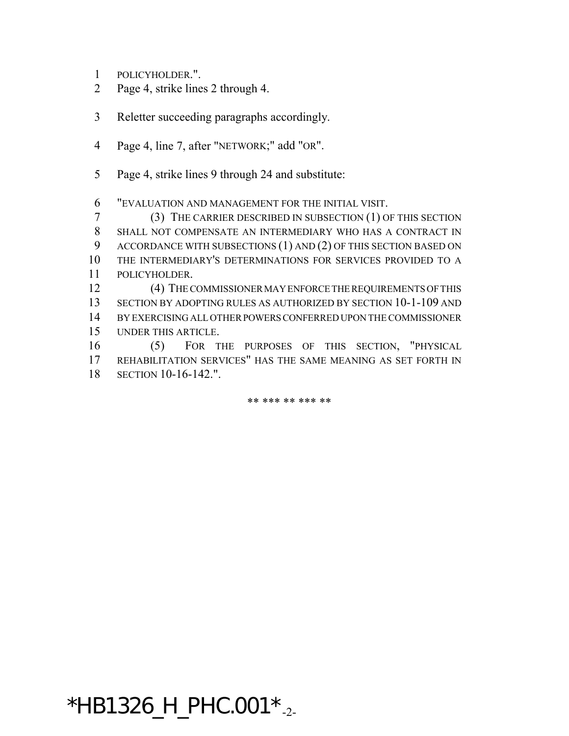POLICYHOLDER.".

Page 4, strike lines 2 through 4.

Reletter succeeding paragraphs accordingly.

Page 4, line 7, after "NETWORK;" add "OR".

Page 4, strike lines 9 through 24 and substitute:

"EVALUATION AND MANAGEMENT FOR THE INITIAL VISIT.

(3) THE CARRIER DESCRIBED IN SUBSECTION (1) OF THIS SECTION SHALL NOT COMPENSATE AN INTERMEDIARY WHO HAS A CONTRACT IN ACCORDANCE WITH SUBSECTIONS (1) AND (2) OF THIS SECTION BASED ON THE INTERMEDIARY'S DETERMINATIONS FOR SERVICES PROVIDED TO A POLICYHOLDER.

(4) THE COMMISSIONER MAY ENFORCE THE REQUIREMENTS OF THIS SECTION BY ADOPTING RULES AS AUTHORIZED BY SECTION 10-1-109 AND BY EXERCISING ALL OTHER POWERS CONFERRED UPON THE COMMISSIONER UNDER THIS ARTICLE.

(5) FOR THE PURPOSES OF THIS SECTION, "PHYSICAL REHABILITATION SERVICES" HAS THE SAME MEANING AS SET FORTH IN SECTION 10-16-142.".

** *** ** *** **

*HB1326_H_PHC.001*